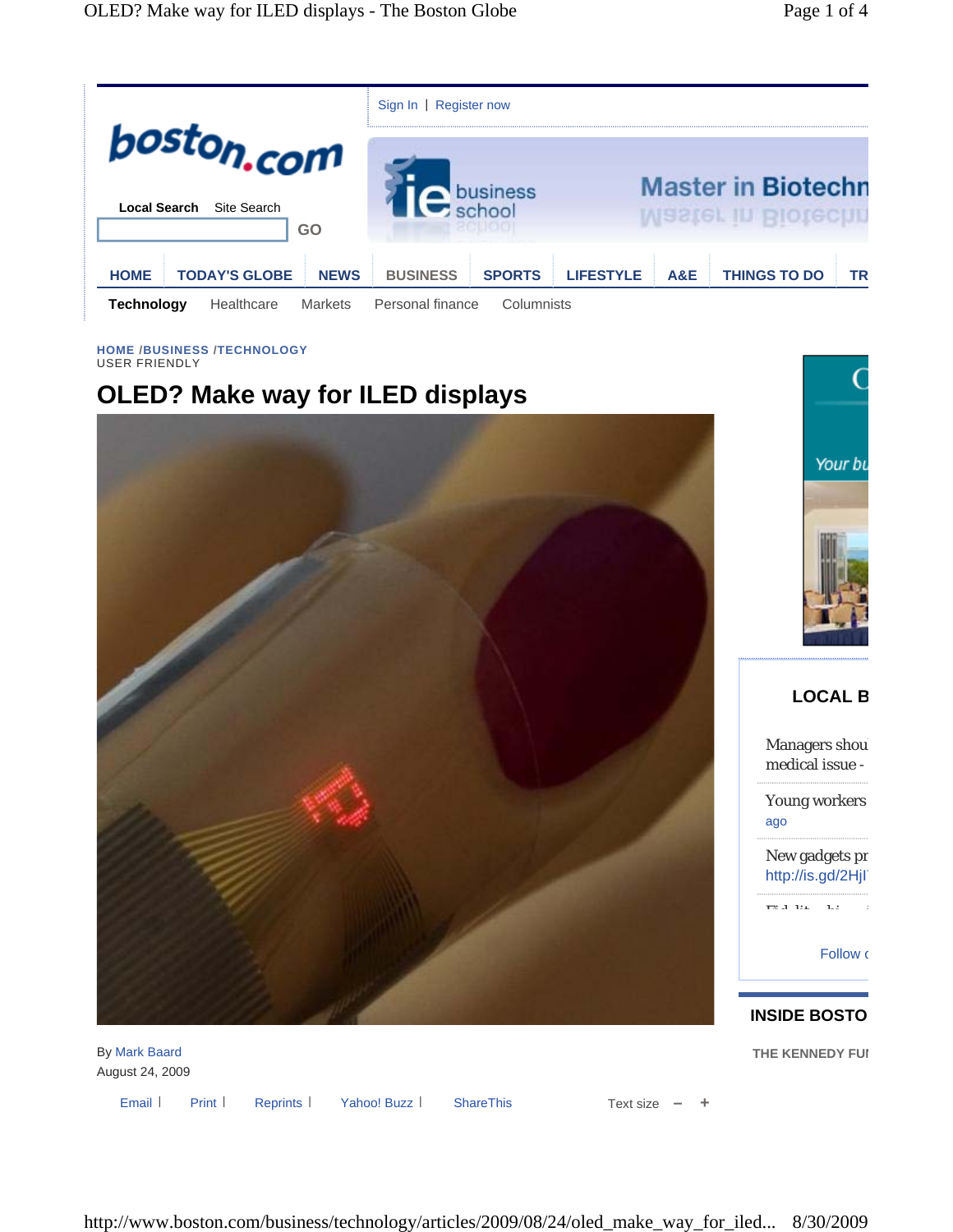Sign In | Register now

Local Search Site Search

GO

HOME | TODAY'S GLOBE | NEWS | BUSINESS | SPORTS | LIFESTYLE | A&E | THINGS TO DO | TR

Technology | Healthcare | Markets | Personal finance | Columnists

HOME /BUSINESS /TECHNOLOGY

USER FRIENDLY

# OLED? Make way for ILED displays

By Mark Baard

August 24, 2009

Email | Print | Reprints | Yahoo! Buzz | ShareThis

Text size – +

LOCAL B

Managers shou medical issue -

Young workers ago

New gadgets pr http://is.gd/2HjI

Follow

INSIDE BOSTO

THE KENNEDY FU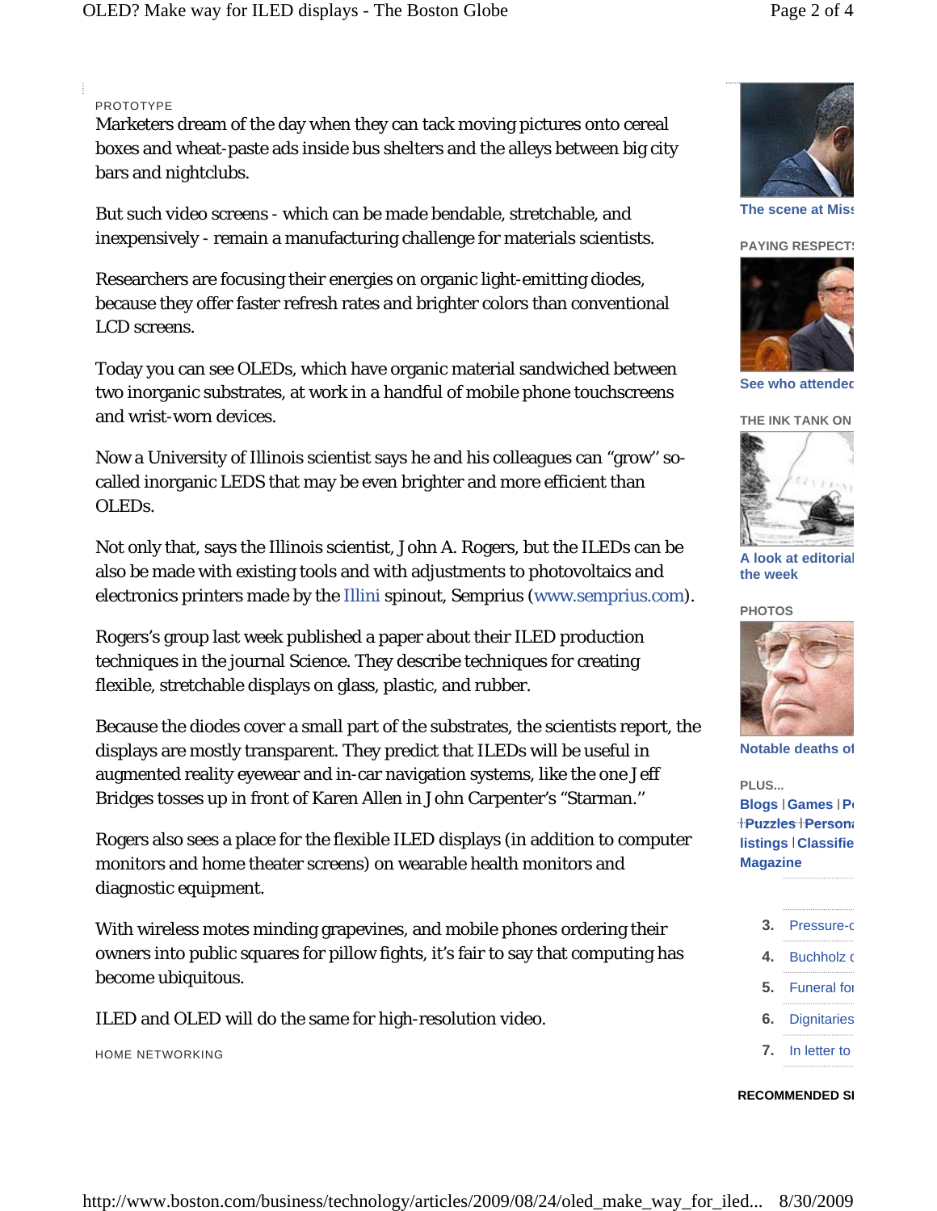PROTOTYPE

Marketers dream of the day when they can tack moving pictures onto cereal boxes and wheat-paste ads inside bus shelters and the alleys between big city bars and nightclubs.

But such video screens - which can be made bendable, stretchable, and inexpensively - remain a manufacturing challenge for materials scientists.

Researchers are focusing their energies on organic light-emitting diodes, because they offer faster refresh rates and brighter colors than conventional LCD screens.

Today you can see OLEDs, which have organic material sandwiched between two inorganic substrates, at work in a handful of mobile phone touchscreens and wrist-worn devices.

Now a University of Illinois scientist says he and his colleagues can "grow" so-called inorganic LEDS that may be even brighter and more efficient than OLEDs.

Not only that, says the Illinois scientist, John A. Rogers, but the ILEDs can be also be made with existing tools and with adjustments to photovoltaics and electronics printers made by the Illini spinout, Semprius (www.semprius.com).

Rogers's group last week published a paper about their ILED production techniques in the journal Science. They describe techniques for creating flexible, stretchable displays on glass, plastic, and rubber.

Because the diodes cover a small part of the substrates, the scientists report, the displays are mostly transparent. They predict that ILEDs will be useful in augmented reality eyewear and in-car navigation systems, like the one Jeff Bridges tosses up in front of Karen Allen in John Carpenter's "Starman."

Rogers also sees a place for the flexible ILED displays (in addition to computer monitors and home theater screens) on wearable health monitors and diagnostic equipment.

With wireless motes minding grapevines, and mobile phones ordering their owners into public squares for pillow fights, it's fair to say that computing has become ubiquitous.

ILED and OLED will do the same for high-resolution video.

HOME NETWORKING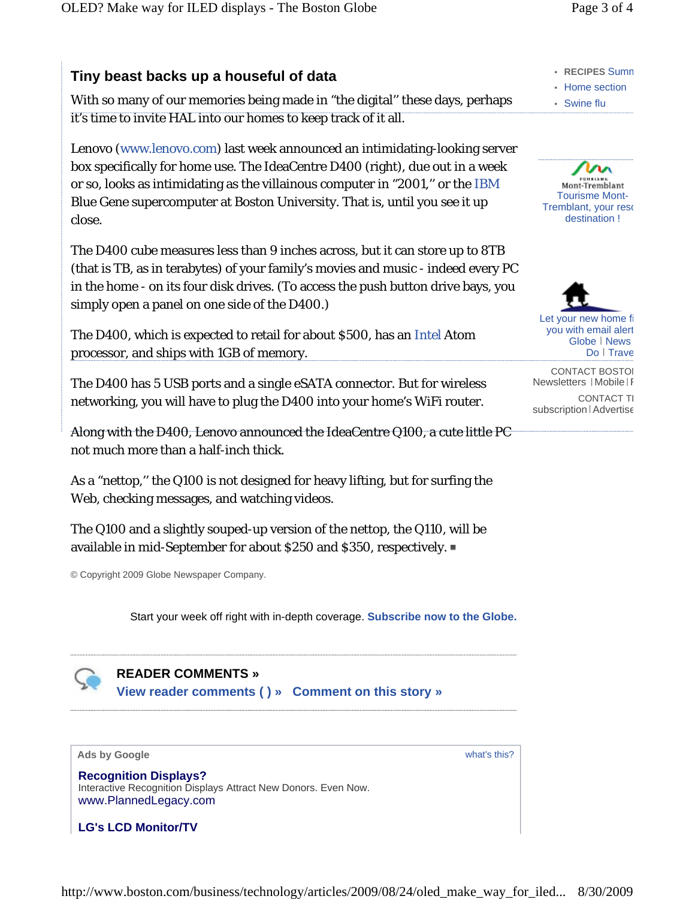## Tiny beast backs up a houseful of data

With so many of our memories being made in "the digital" these days, perhaps it's time to invite HAL into our homes to keep track of it all.

Lenovo (www.lenovo.com) last week announced an intimidating-looking server box specifically for home use. The IdeaCentre D400 (right), due out in a week or so, looks as intimidating as the villainous computer in "2001," or the IBM Blue Gene supercomputer at Boston University. That is, until you see it up close.

The D400 cube measures less than 9 inches across, but it can store up to 8TB (that is TB, as in terabytes) of your family's movies and music - indeed every PC in the home - on its four disk drives. (To access the push button drive bays, you simply open a panel on one side of the D400.)

The D400, which is expected to retail for about $500, has an Intel Atom processor, and ships with 1GB of memory.

The D400 has 5 USB ports and a single eSATA connector. But for wireless networking, you will have to plug the D400 into your home's WiFi router.

Along with the D400, Lenovo announced the IdeaCentre Q100, a cute little PC not much more than a half-inch thick.

As a "nettop," the Q100 is not designed for heavy lifting, but for surfing the Web, checking messages, and watching videos.

The Q100 and a slightly souped-up version of the nettop, the Q110, will be available in mid-September for about $250 and $350, respectively. ■

© Copyright 2009 Globe Newspaper Company.

Start your week off right with in-depth coverage. **Subscribe now to the Globe.**

**READER COMMENTS »**

**View reader comments ( ) »** **Comment on this story »**

Ads by Google what's this?

**Recognition Displays?**
Interactive Recognition Displays Attract New Donors. Even Now.
www.PlannedLegacy.com

**LG's LCD Monitor/TV**

- RECIPES Summ
- Home section
- Swine flu

Tourisme Mont-Tremblant, your reso destination !

Let your new home fi you with email alert
Globe | News Do | Trave

CONTACT BOSTO
Newsletters | Mobile | F

CONTACT TI
subscription | Advertise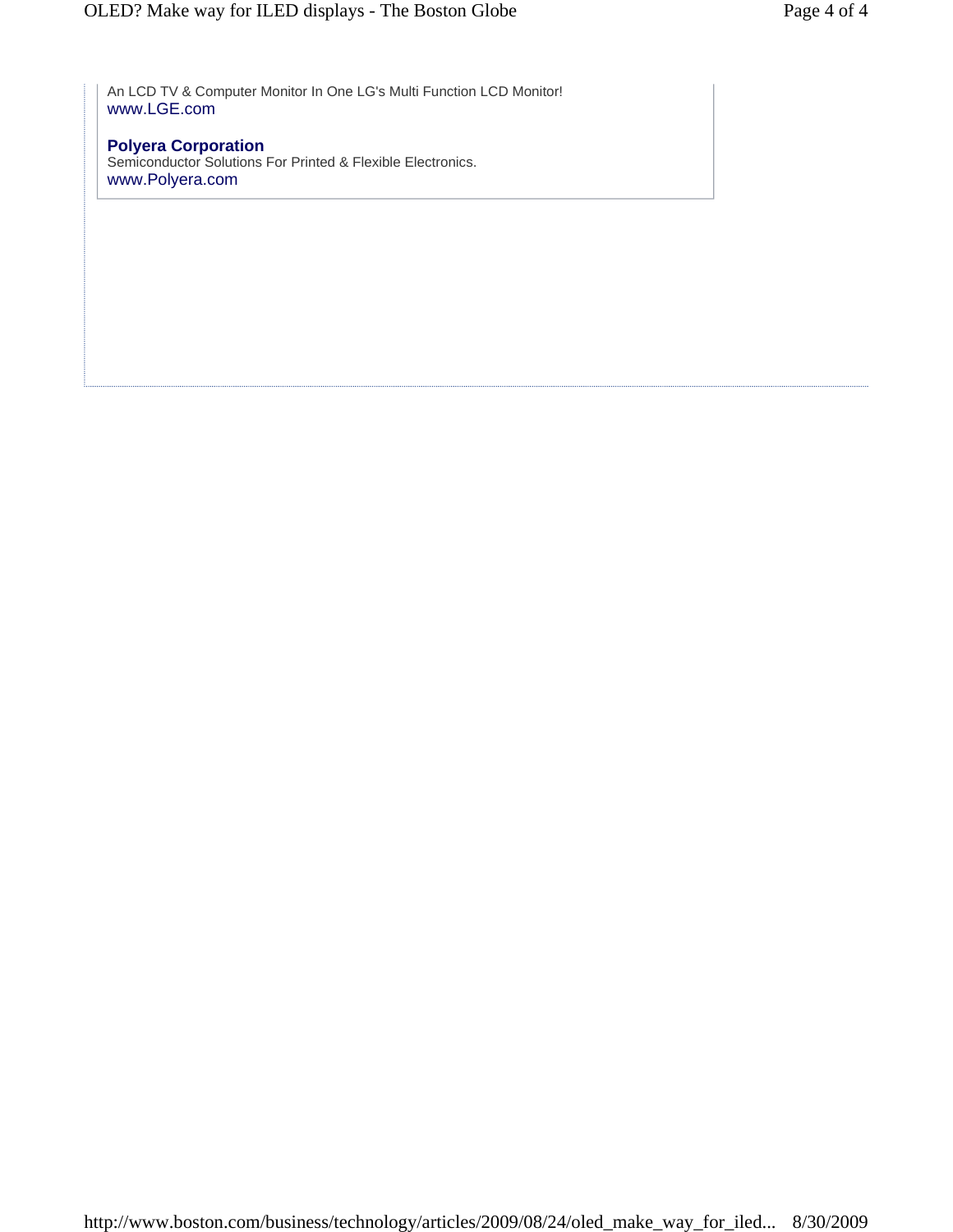An LCD TV & Computer Monitor In One LG's Multi Function LCD Monitor!
www.LGE.com

**Polyera Corporation**
Semiconductor Solutions For Printed & Flexible Electronics.
www.Polyera.com